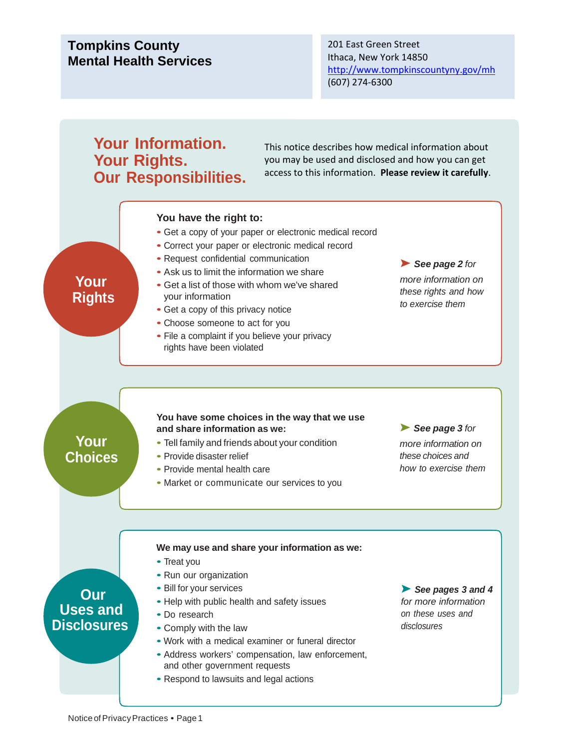**Tompkins County**
**Mental Health Services**

201 East Green Street
Ithaca, New York 14850
http://www.tompkinscountyny.gov/mh
(607) 274-6300

# Your Information. Your Rights. Our Responsibilities.

This notice describes how medical information about you may be used and disclosed and how you can get access to this information. **Please review it carefully**.

## Your Rights

**You have the right to:**

- Get a copy of your paper or electronic medical record
- Correct your paper or electronic medical record
- Request confidential communication
- Ask us to limit the information we share
- Get a list of those with whom we've shared your information
- Get a copy of this privacy notice
- Choose someone to act for you
- File a complaint if you believe your privacy rights have been violated

➤ ***See page 2*** *for more information on these rights and how to exercise them*

## Your Choices

**You have some choices in the way that we use and share information as we:**

- Tell family and friends about your condition
- Provide disaster relief
- Provide mental health care
- Market or communicate our services to you

➤ ***See page 3*** *for more information on these choices and how to exercise them*

## Our Uses and Disclosures

**We may use and share your information as we:**

- Treat you
- Run our organization
- Bill for your services
- Help with public health and safety issues
- Do research
- Comply with the law
- Work with a medical examiner or funeral director
- Address workers' compensation, law enforcement, and other government requests
- Respond to lawsuits and legal actions

➤ ***See pages 3 and 4*** *for more information on these uses and disclosures*

Notice of Privacy Practices • Page 1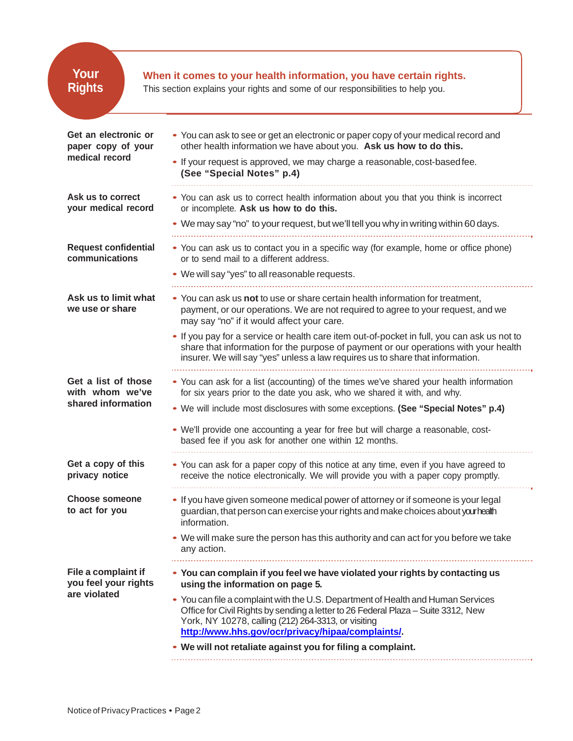# Your Rights

**When it comes to your health information, you have certain rights.**
This section explains your rights and some of our responsibilities to help you.

### Get an electronic or paper copy of your medical record

- You can ask to see or get an electronic or paper copy of your medical record and other health information we have about you. **Ask us how to do this.**
- If your request is approved, we may charge a reasonable, cost-based fee. **(See "Special Notes" p.4)**

### Ask us to correct your medical record

- You can ask us to correct health information about you that you think is incorrect or incomplete. **Ask us how to do this.**
- We may say "no" to your request, but we'll tell you why in writing within 60 days.

### Request confidential communications

- You can ask us to contact you in a specific way (for example, home or office phone) or to send mail to a different address.
- We will say "yes" to all reasonable requests.

### Ask us to limit what we use or share

- You can ask us **not** to use or share certain health information for treatment, payment, or our operations. We are not required to agree to your request, and we may say "no" if it would affect your care.
- If you pay for a service or health care item out-of-pocket in full, you can ask us not to share that information for the purpose of payment or our operations with your health insurer. We will say "yes" unless a law requires us to share that information.

### Get a list of those with whom we've shared information

- You can ask for a list (accounting) of the times we've shared your health information for six years prior to the date you ask, who we shared it with, and why.
- We will include most disclosures with some exceptions. **(See "Special Notes" p.4)**
- We'll provide one accounting a year for free but will charge a reasonable, cost-based fee if you ask for another one within 12 months.

### Get a copy of this privacy notice

- You can ask for a paper copy of this notice at any time, even if you have agreed to receive the notice electronically. We will provide you with a paper copy promptly.

### Choose someone to act for you

- If you have given someone medical power of attorney or if someone is your legal guardian, that person can exercise your rights and make choices about your health information.
- We will make sure the person has this authority and can act for you before we take any action.

### File a complaint if you feel your rights are violated

- **You can complain if you feel we have violated your rights by contacting us using the information on page 5.**
- You can file a complaint with the U.S. Department of Health and Human Services Office for Civil Rights by sending a letter to 26 Federal Plaza – Suite 3312, New York, NY 10278, calling (212) 264-3313, or visiting **http://www.hhs.gov/ocr/privacy/hipaa/complaints/**.
- **We will not retaliate against you for filing a complaint.**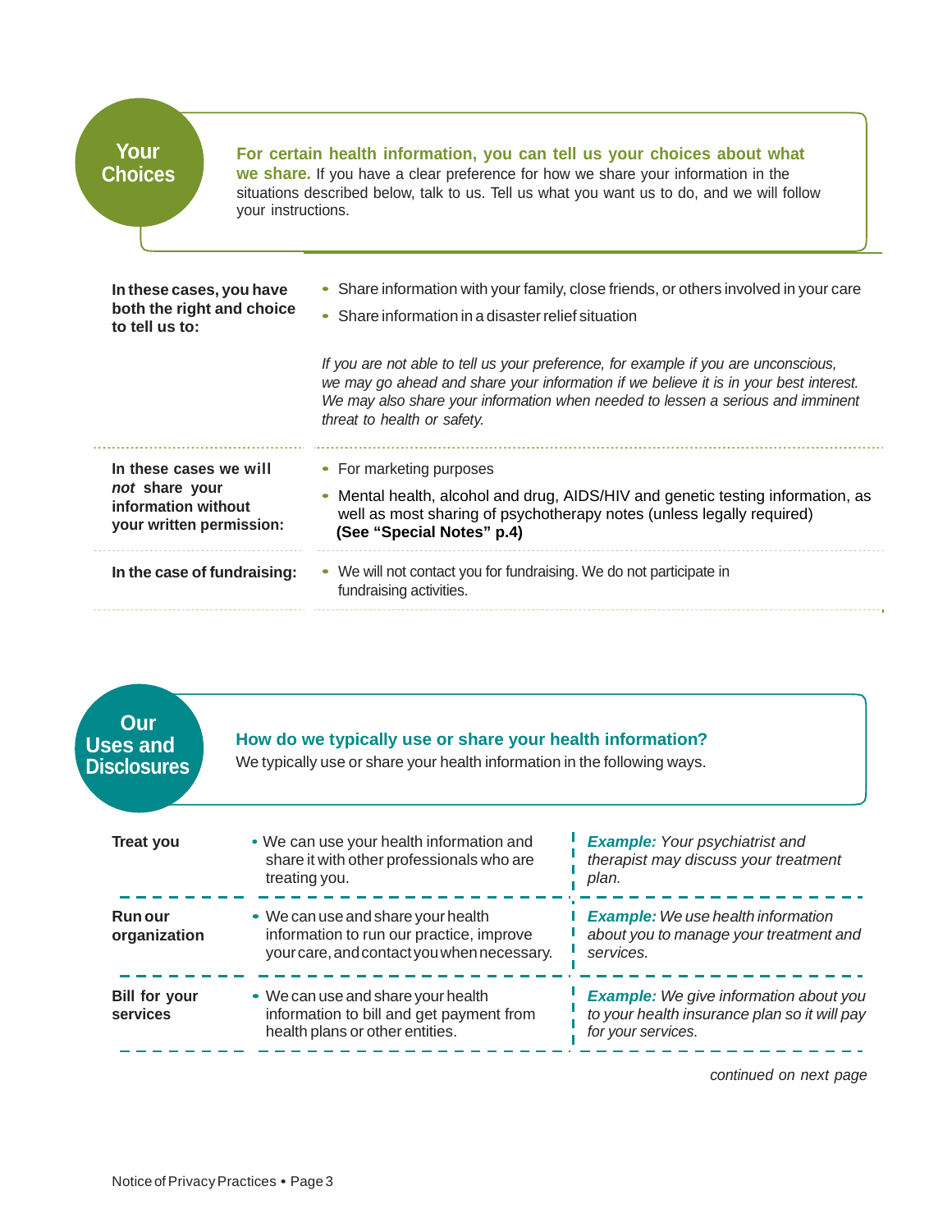## Your Choices

**For certain health information, you can tell us your choices about what we share.** If you have a clear preference for how we share your information in the situations described below, talk to us. Tell us what you want us to do, and we will follow your instructions.

**In these cases, you have both the right and choice to tell us to:**

- Share information with your family, close friends, or others involved in your care
- Share information in a disaster relief situation

*If you are not able to tell us your preference, for example if you are unconscious, we may go ahead and share your information if we believe it is in your best interest. We may also share your information when needed to lessen a serious and imminent threat to health or safety.*

**In these cases we will *not* share your information without your written permission:**

- For marketing purposes
- Mental health, alcohol and drug, AIDS/HIV and genetic testing information, as well as most sharing of psychotherapy notes (unless legally required) **(See "Special Notes" p.4)**

**In the case of fundraising:**

- We will not contact you for fundraising. We do not participate in fundraising activities.

## Our Uses and Disclosures

**How do we typically use or share your health information?**
We typically use or share your health information in the following ways.

| | | |
|---|---|---|
| **Treat you** | • We can use your health information and share it with other professionals who are treating you. | ***Example:*** *Your psychiatrist and therapist may discuss your treatment plan.* |
| **Run our organization** | • We can use and share your health information to run our practice, improve your care, and contact you when necessary. | ***Example:*** *We use health information about you to manage your treatment and services.* |
| **Bill for your services** | • We can use and share your health information to bill and get payment from health plans or other entities. | ***Example:*** *We give information about you to your health insurance plan so it will pay for your services.* |

*continued on next page*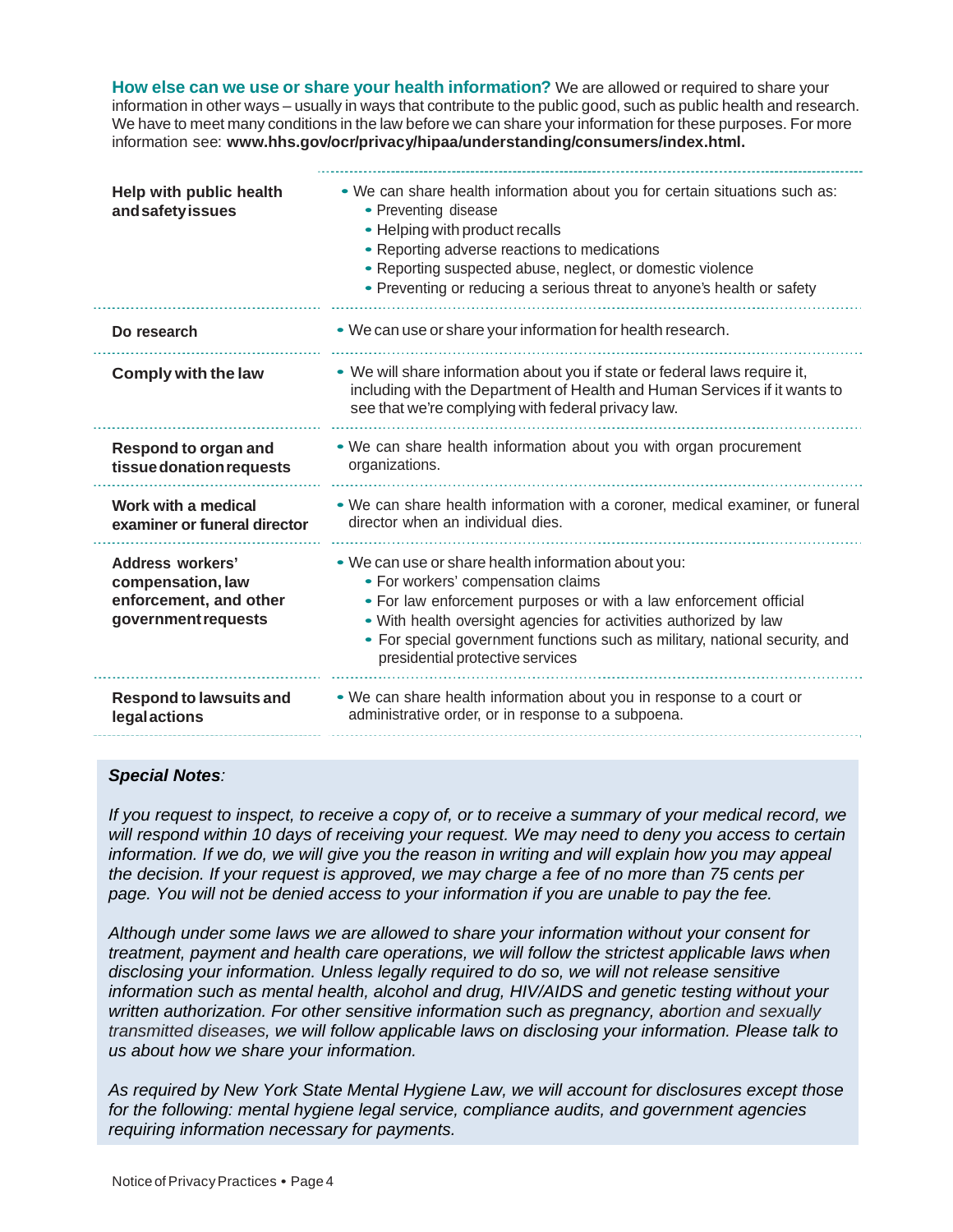**How else can we use or share your health information?** We are allowed or required to share your information in other ways – usually in ways that contribute to the public good, such as public health and research. We have to meet many conditions in the law before we can share your information for these purposes. For more information see: **www.hhs.gov/ocr/privacy/hipaa/understanding/consumers/index.html.**

| | |
|---|---|
| **Help with public health and safety issues** | • We can share health information about you for certain situations such as:<br>• Preventing disease<br>• Helping with product recalls<br>• Reporting adverse reactions to medications<br>• Reporting suspected abuse, neglect, or domestic violence<br>• Preventing or reducing a serious threat to anyone's health or safety |
| **Do research** | • We can use or share your information for health research. |
| **Comply with the law** | • We will share information about you if state or federal laws require it, including with the Department of Health and Human Services if it wants to see that we're complying with federal privacy law. |
| **Respond to organ and tissue donation requests** | • We can share health information about you with organ procurement organizations. |
| **Work with a medical examiner or funeral director** | • We can share health information with a coroner, medical examiner, or funeral director when an individual dies. |
| **Address workers' compensation, law enforcement, and other government requests** | • We can use or share health information about you:<br>• For workers' compensation claims<br>• For law enforcement purposes or with a law enforcement official<br>• With health oversight agencies for activities authorized by law<br>• For special government functions such as military, national security, and presidential protective services |
| **Respond to lawsuits and legal actions** | • We can share health information about you in response to a court or administrative order, or in response to a subpoena. |

***Special Notes**:*

*If you request to inspect, to receive a copy of, or to receive a summary of your medical record, we will respond within 10 days of receiving your request. We may need to deny you access to certain information. If we do, we will give you the reason in writing and will explain how you may appeal the decision. If your request is approved, we may charge a fee of no more than 75 cents per page. You will not be denied access to your information if you are unable to pay the fee.*

*Although under some laws we are allowed to share your information without your consent for treatment, payment and health care operations, we will follow the strictest applicable laws when disclosing your information. Unless legally required to do so, we will not release sensitive information such as mental health, alcohol and drug, HIV/AIDS and genetic testing without your written authorization. For other sensitive information such as pregnancy, abortion and sexually transmitted diseases, we will follow applicable laws on disclosing your information. Please talk to us about how we share your information.*

*As required by New York State Mental Hygiene Law, we will account for disclosures except those for the following: mental hygiene legal service, compliance audits, and government agencies requiring information necessary for payments.*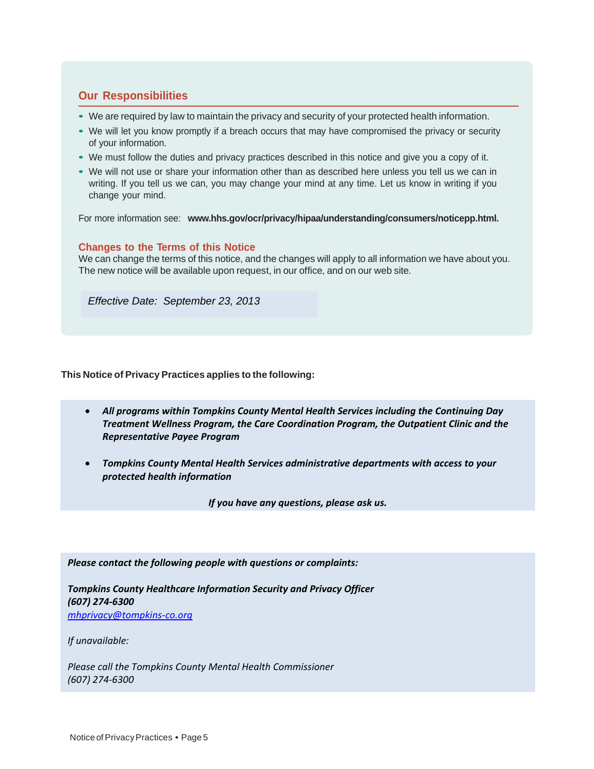## Our Responsibilities

- We are required by law to maintain the privacy and security of your protected health information.
- We will let you know promptly if a breach occurs that may have compromised the privacy or security of your information.
- We must follow the duties and privacy practices described in this notice and give you a copy of it.
- We will not use or share your information other than as described here unless you tell us we can in writing. If you tell us we can, you may change your mind at any time. Let us know in writing if you change your mind.

For more information see: **www.hhs.gov/ocr/privacy/hipaa/understanding/consumers/noticepp.html.**

### Changes to the Terms of this Notice

We can change the terms of this notice, and the changes will apply to all information we have about you. The new notice will be available upon request, in our office, and on our web site.

*Effective Date: September 23, 2013*

**This Notice of Privacy Practices applies to the following:**

- ***All programs within Tompkins County Mental Health Services including the Continuing Day Treatment Wellness Program, the Care Coordination Program, the Outpatient Clinic and the Representative Payee Program***
- ***Tompkins County Mental Health Services administrative departments with access to your protected health information***

***If you have any questions, please ask us.***

***Please contact the following people with questions or complaints:***

***Tompkins County Healthcare Information Security and Privacy Officer***
***(607) 274-6300***
*mhprivacy@tompkins-co.org*

*If unavailable:*

*Please call the Tompkins County Mental Health Commissioner*
*(607) 274-6300*